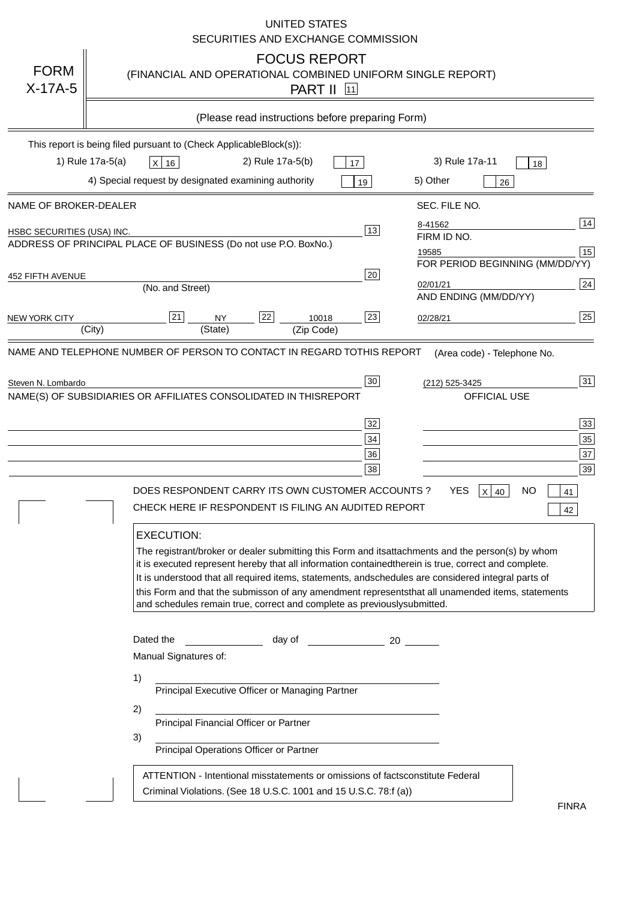UNITED STATES
SECURITIES AND EXCHANGE COMMISSION

# FORM X-17A-5

## FOCUS REPORT
(FINANCIAL AND OPERATIONAL COMBINED UNIFORM SINGLE REPORT)

PART II [11]

(Please read instructions before preparing Form)

This report is being filed pursuant to (Check Applicable Block(s)):

1) Rule 17a-5(a) [X] 16
2) Rule 17a-5(b) [ ] 17
3) Rule 17a-11 [ ] 18
4) Special request by designated examining authority [ ] 19
5) Other [ ] 26

| NAME OF BROKER-DEALER | | SEC. FILE NO. | |
|---|---|---|---|
| HSBC SECURITIES (USA) INC. | 13 | 8-41562 | 14 |
| ADDRESS OF PRINCIPAL PLACE OF BUSINESS (Do not use P.O. Box No.) | | FIRM ID NO. | |
| | | 19585 | 15 |
| 452 FIFTH AVENUE | 20 | FOR PERIOD BEGINNING (MM/DD/YY) | |
| (No. and Street) | | 02/01/21 | 24 |
| NEW YORK CITY [21] NY [22] 10018 | 23 | AND ENDING (MM/DD/YY) | |
| (City) (State) (Zip Code) | | 02/28/21 | 25 |

| NAME AND TELEPHONE NUMBER OF PERSON TO CONTACT IN REGARD TO THIS REPORT | | (Area code) - Telephone No. | |
|---|---|---|---|
| Steven N. Lombardo | 30 | (212) 525-3425 | 31 |
| NAME(S) OF SUBSIDIARIES OR AFFILIATES CONSOLIDATED IN THIS REPORT | | OFFICIAL USE | |
| | 32 | | 33 |
| | 34 | | 35 |
| | 36 | | 37 |
| | 38 | | 39 |

DOES RESPONDENT CARRY ITS OWN CUSTOMER ACCOUNTS ? YES [X] 40 NO [ ] 41

CHECK HERE IF RESPONDENT IS FILING AN AUDITED REPORT [ ] 42

**EXECUTION:**

The registrant/broker or dealer submitting this Form and its attachments and the person(s) by whom it is executed represent hereby that all information contained therein is true, correct and complete. It is understood that all required items, statements, and schedules are considered integral parts of this Form and that the submisson of any amendment represents that all unamended items, statements and schedules remain true, correct and complete as previously submitted.

Dated the ______________ day of ______________ 20 ______

Manual Signatures of:

1) ______________________________
Principal Executive Officer or Managing Partner

2) ______________________________
Principal Financial Officer or Partner

3) ______________________________
Principal Operations Officer or Partner

ATTENTION - Intentional misstatements or omissions of facts constitute Federal Criminal Violations. (See 18 U.S.C. 1001 and 15 U.S.C. 78:f (a))

FINRA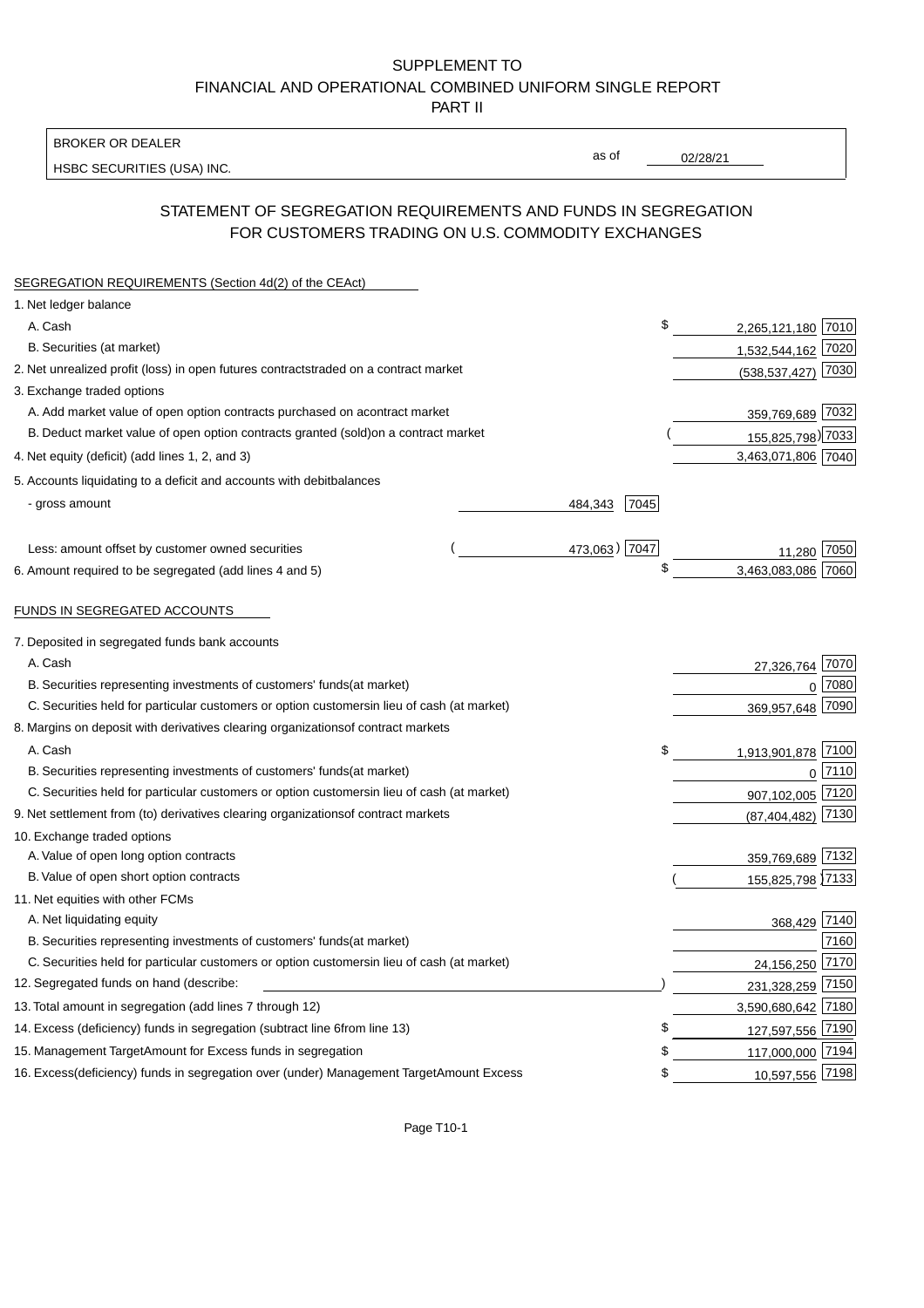SUPPLEMENT TO
FINANCIAL AND OPERATIONAL COMBINED UNIFORM SINGLE REPORT
PART II

BROKER OR DEALER

HSBC SECURITIES (USA) INC.

as of 02/28/21

## STATEMENT OF SEGREGATION REQUIREMENTS AND FUNDS IN SEGREGATION FOR CUSTOMERS TRADING ON U.S. COMMODITY EXCHANGES

SEGREGATION REQUIREMENTS (Section 4d(2) of the CEAct)

| | | | | |
|---|---|---|---|---|
| 1. Net ledger balance | | | | |
| A. Cash | | | $ 2,265,121,180 | 7010 |
| B. Securities (at market) | | | 1,532,544,162 | 7020 |
| 2. Net unrealized profit (loss) in open futures contracts traded on a contract market | | | (538,537,427) | 7030 |
| 3. Exchange traded options | | | | |
| A. Add market value of open option contracts purchased on a contract market | | | 359,769,689 | 7032 |
| B. Deduct market value of open option contracts granted (sold) on a contract market | | | (155,825,798) | 7033 |
| 4. Net equity (deficit) (add lines 1, 2, and 3) | | | 3,463,071,806 | 7040 |
| 5. Accounts liquidating to a deficit and accounts with debit balances | | | | |
| - gross amount | 484,343 | 7045 | | |
| Less: amount offset by customer owned securities | (473,063) | 7047 | 11,280 | 7050 |
| 6. Amount required to be segregated (add lines 4 and 5) | | | $ 3,463,083,086 | 7060 |

FUNDS IN SEGREGATED ACCOUNTS

| | | |
|---|---|---|
| 7. Deposited in segregated funds bank accounts | | |
| A. Cash | 27,326,764 | 7070 |
| B. Securities representing investments of customers' funds (at market) | 0 | 7080 |
| C. Securities held for particular customers or option customers in lieu of cash (at market) | 369,957,648 | 7090 |
| 8. Margins on deposit with derivatives clearing organizations of contract markets | | |
| A. Cash | $ 1,913,901,878 | 7100 |
| B. Securities representing investments of customers' funds (at market) | 0 | 7110 |
| C. Securities held for particular customers or option customers in lieu of cash (at market) | 907,102,005 | 7120 |
| 9. Net settlement from (to) derivatives clearing organizations of contract markets | (87,404,482) | 7130 |
| 10. Exchange traded options | | |
| A. Value of open long option contracts | 359,769,689 | 7132 |
| B. Value of open short option contracts | (155,825,798) | 7133 |
| 11. Net equities with other FCMs | | |
| A. Net liquidating equity | 368,429 | 7140 |
| B. Securities representing investments of customers' funds (at market) | | 7160 |
| C. Securities held for particular customers or option customers in lieu of cash (at market) | 24,156,250 | 7170 |
| 12. Segregated funds on hand (describe: ) | 231,328,259 | 7150 |
| 13. Total amount in segregation (add lines 7 through 12) | 3,590,680,642 | 7180 |
| 14. Excess (deficiency) funds in segregation (subtract line 6 from line 13) | $ 127,597,556 | 7190 |
| 15. Management Target Amount for Excess funds in segregation | $ 117,000,000 | 7194 |
| 16. Excess (deficiency) funds in segregation over (under) Management Target Amount Excess | $ 10,597,556 | 7198 |

Page T10-1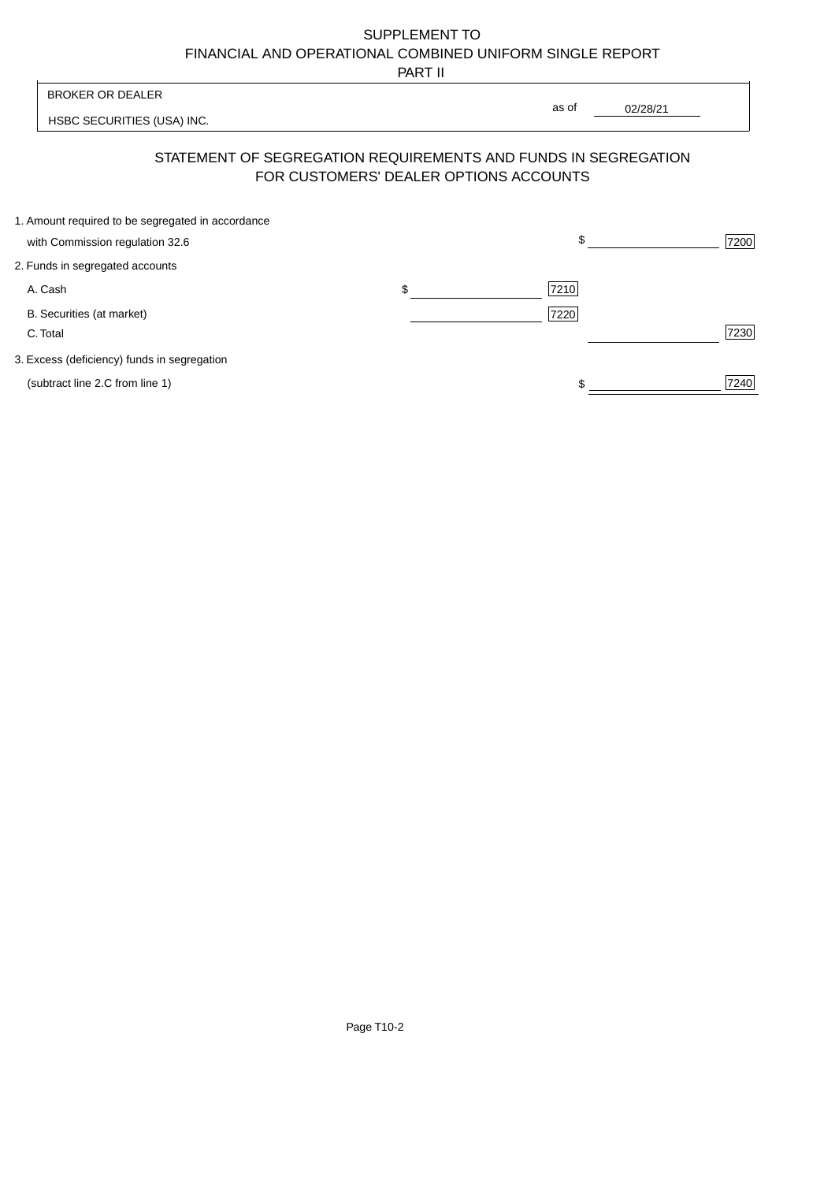SUPPLEMENT TO
FINANCIAL AND OPERATIONAL COMBINED UNIFORM SINGLE REPORT
PART II

| BROKER OR DEALER | |
|---|---|
| HSBC SECURITIES (USA) INC. | as of 02/28/21 |

## STATEMENT OF SEGREGATION REQUIREMENTS AND FUNDS IN SEGREGATION FOR CUSTOMERS' DEALER OPTIONS ACCOUNTS

| | | | | |
|---|---|---|---|---|
| 1. Amount required to be segregated in accordance with Commission regulation 32.6 | | | $ | 7200 |
| 2. Funds in segregated accounts | | | | |
| A. Cash | $ | 7210 | | |
| B. Securities (at market) | | 7220 | | |
| C. Total | | | | 7230 |
| 3. Excess (deficiency) funds in segregation (subtract line 2.C from line 1) | | | $ | 7240 |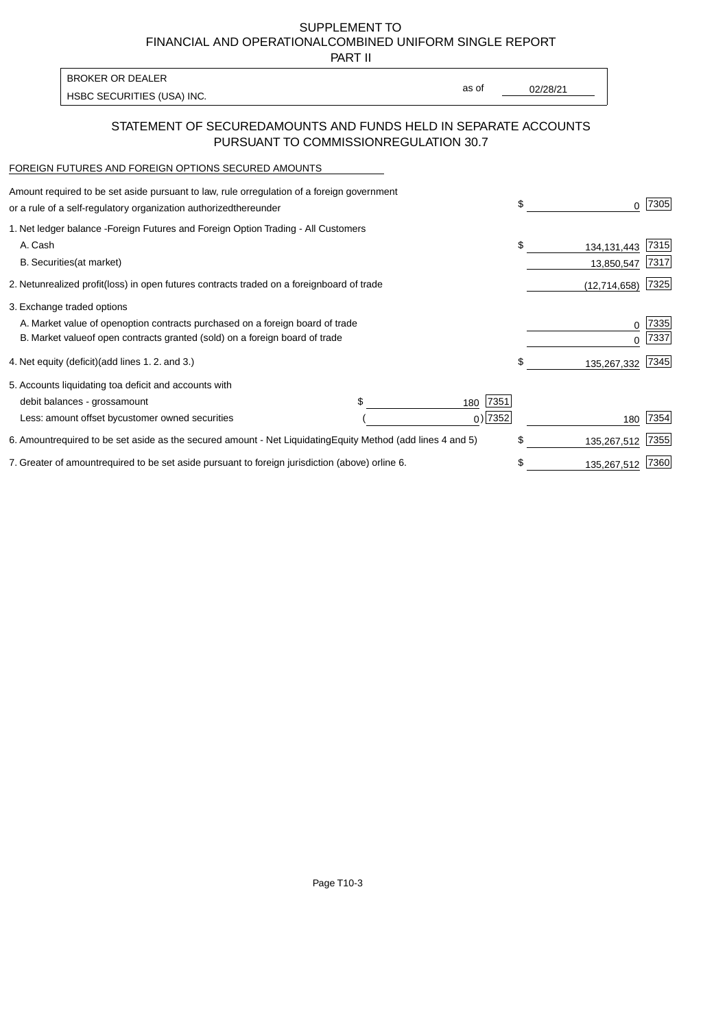SUPPLEMENT TO
FINANCIAL AND OPERATIONAL COMBINED UNIFORM SINGLE REPORT
PART II

BROKER OR DEALER
HSBC SECURITIES (USA) INC. as of 02/28/21

## STATEMENT OF SECURED AMOUNTS AND FUNDS HELD IN SEPARATE ACCOUNTS PURSUANT TO COMMISSION REGULATION 30.7

FOREIGN FUTURES AND FOREIGN OPTIONS SECURED AMOUNTS

| | | | | |
|---|---|---|---|---|
| Amount required to be set aside pursuant to law, rule or regulation of a foreign government or a rule of a self-regulatory organization authorized thereunder | | | $ 0 | 7305 |
| 1. Net ledger balance - Foreign Futures and Foreign Option Trading - All Customers | | | | |
| A. Cash | | | $ 134,131,443 | 7315 |
| B. Securities (at market) | | | 13,850,547 | 7317 |
| 2. Net unrealized profit (loss) in open futures contracts traded on a foreign board of trade | | | (12,714,658) | 7325 |
| 3. Exchange traded options | | | | |
| A. Market value of open option contracts purchased on a foreign board of trade | | | 0 | 7335 |
| B. Market value of open contracts granted (sold) on a foreign board of trade | | | 0 | 7337 |
| 4. Net equity (deficit) (add lines 1. 2. and 3.) | | | $ 135,267,332 | 7345 |
| 5. Accounts liquidating to a deficit and accounts with | | | | |
| debit balances - gross amount | $ 180 | 7351 | | |
| Less: amount offset by customer owned securities | ( 0) | 7352 | 180 | 7354 |
| 6. Amount required to be set aside as the secured amount - Net Liquidating Equity Method (add lines 4 and 5) | | | $ 135,267,512 | 7355 |
| 7. Greater of amount required to be set aside pursuant to foreign jurisdiction (above) or line 6. | | | $ 135,267,512 | 7360 |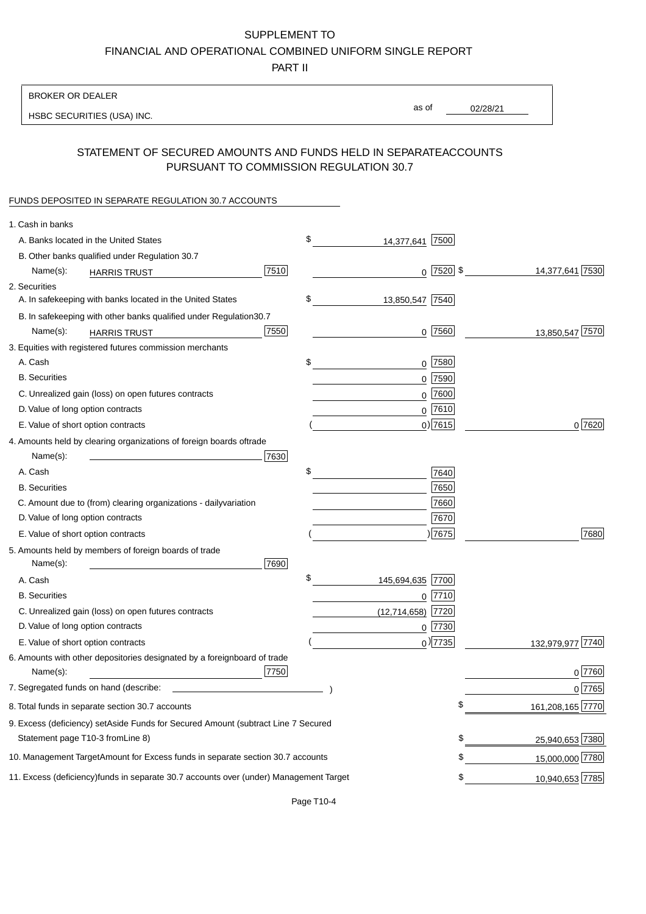SUPPLEMENT TO
FINANCIAL AND OPERATIONAL COMBINED UNIFORM SINGLE REPORT
PART II

BROKER OR DEALER

HSBC SECURITIES (USA) INC.

as of 02/28/21

## STATEMENT OF SECURED AMOUNTS AND FUNDS HELD IN SEPARATEACCOUNTS PURSUANT TO COMMISSION REGULATION 30.7

FUNDS DEPOSITED IN SEPARATE REGULATION 30.7 ACCOUNTS

| | | | |
|---|---|---|---|
| 1. Cash in banks | | | |
| A. Banks located in the United States | | $ 14,377,641 [7500] | |
| B. Other banks qualified under Regulation 30.7 | | | |
| Name(s): HARRIS TRUST | [7510] | 0 [7520] | $ 14,377,641 [7530] |
| 2. Securities | | | |
| A. In safekeeping with banks located in the United States | | $ 13,850,547 [7540] | |
| B. In safekeeping with other banks qualified under Regulation30.7 | | | |
| Name(s): HARRIS TRUST | [7550] | 0 [7560] | 13,850,547 [7570] |
| 3. Equities with registered futures commission merchants | | | |
| A. Cash | | $ 0 [7580] | |
| B. Securities | | 0 [7590] | |
| C. Unrealized gain (loss) on open futures contracts | | 0 [7600] | |
| D. Value of long option contracts | | 0 [7610] | |
| E. Value of short option contracts | | ( 0) [7615] | 0 [7620] |
| 4. Amounts held by clearing organizations of foreign boards oftrade | | | |
| Name(s): | [7630] | | |
| A. Cash | | $ [7640] | |
| B. Securities | | [7650] | |
| C. Amount due to (from) clearing organizations - dailyvariation | | [7660] | |
| D. Value of long option contracts | | [7670] | |
| E. Value of short option contracts | | ( ) [7675] | [7680] |
| 5. Amounts held by members of foreign boards of trade | | | |
| Name(s): | [7690] | | |
| A. Cash | | $ 145,694,635 [7700] | |
| B. Securities | | 0 [7710] | |
| C. Unrealized gain (loss) on open futures contracts | | (12,714,658) [7720] | |
| D. Value of long option contracts | | 0 [7730] | |
| E. Value of short option contracts | | ( 0) [7735] | 132,979,977 [7740] |
| 6. Amounts with other depositories designated by a foreignboard of trade | | | |
| Name(s): | [7750] | | 0 [7760] |
| 7. Segregated funds on hand (describe: ) | | | 0 [7765] |
| 8. Total funds in separate section 30.7 accounts | | | $ 161,208,165 [7770] |
| 9. Excess (deficiency) setAside Funds for Secured Amount (subtract Line 7 Secured Statement page T10-3 fromLine 8) | | | $ 25,940,653 [7380] |
| 10. Management TargetAmount for Excess funds in separate section 30.7 accounts | | | $ 15,000,000 [7780] |
| 11. Excess (deficiency)funds in separate 30.7 accounts over (under) Management Target | | | $ 10,940,653 [7785] |

Page T10-4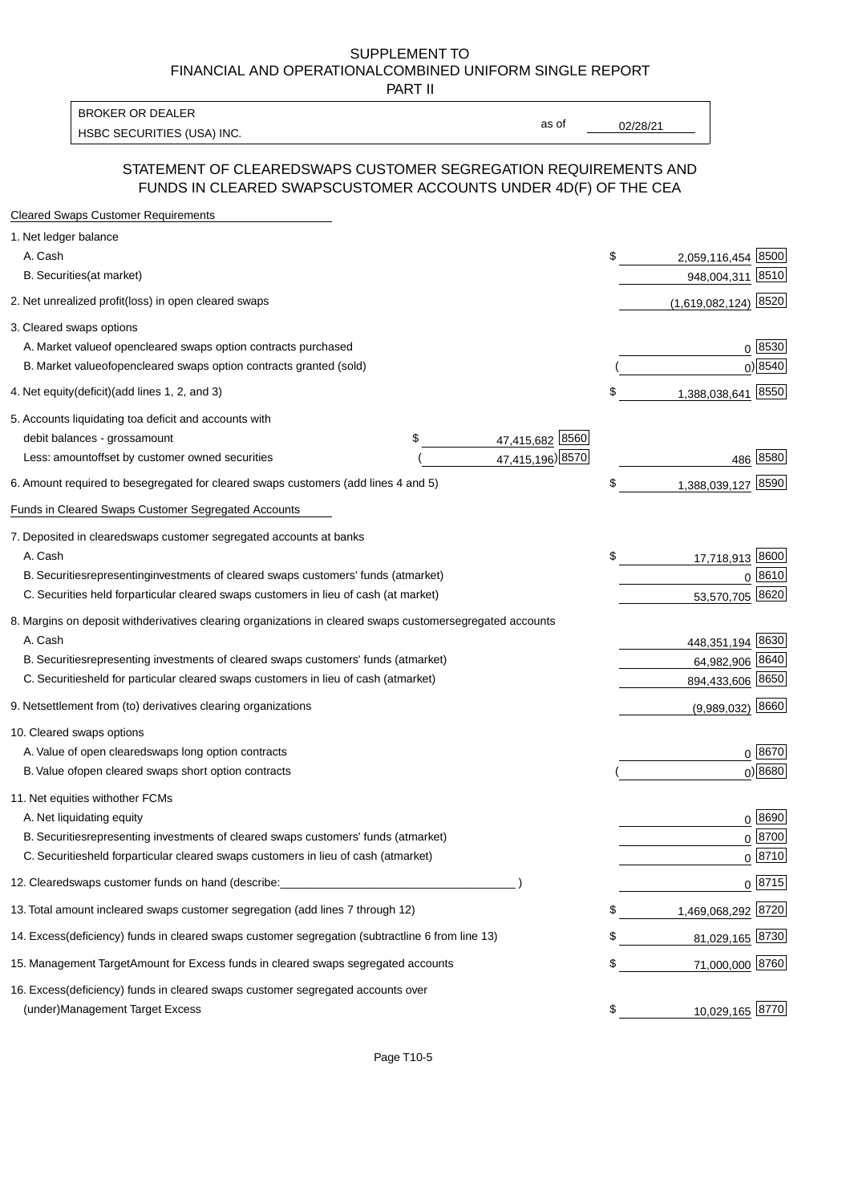SUPPLEMENT TO
FINANCIAL AND OPERATIONALCOMBINED UNIFORM SINGLE REPORT
PART II

| BROKER OR DEALER | | |
|---|---|---|
| HSBC SECURITIES (USA) INC. | as of | 02/28/21 |

## STATEMENT OF CLEAREDSWAPS CUSTOMER SEGREGATION REQUIREMENTS AND FUNDS IN CLEARED SWAPSCUSTOMER ACCOUNTS UNDER 4D(F) OF THE CEA

| | | | | |
|---|---|---|---|---|
| **Cleared Swaps Customer Requirements** | | | | |
| 1. Net ledger balance | | | | |
| A. Cash | | | $ 2,059,116,454 | 8500 |
| B. Securities(at market) | | | 948,004,311 | 8510 |
| 2. Net unrealized profit(loss) in open cleared swaps | | | (1,619,082,124) | 8520 |
| 3. Cleared swaps options | | | | |
| A. Market valueof opencleared swaps option contracts purchased | | | 0 | 8530 |
| B. Market valueofopencleared swaps option contracts granted (sold) | | | ( 0) | 8540 |
| 4. Net equity(deficit)(add lines 1, 2, and 3) | | | $ 1,388,038,641 | 8550 |
| 5. Accounts liquidating toa deficit and accounts with | | | | |
| debit balances - grossamount | $ 47,415,682 | 8560 | | |
| Less: amountoffset by customer owned securities | ( 47,415,196) | 8570 | 486 | 8580 |
| 6. Amount required to besegregated for cleared swaps customers (add lines 4 and 5) | | | $ 1,388,039,127 | 8590 |
| **Funds in Cleared Swaps Customer Segregated Accounts** | | | | |
| 7. Deposited in clearedswaps customer segregated accounts at banks | | | | |
| A. Cash | | | $ 17,718,913 | 8600 |
| B. Securitiesrepresentinginvestments of cleared swaps customers' funds (atmarket) | | | 0 | 8610 |
| C. Securities held forparticular cleared swaps customers in lieu of cash (at market) | | | 53,570,705 | 8620 |
| 8. Margins on deposit withderivatives clearing organizations in cleared swaps customersegregated accounts | | | | |
| A. Cash | | | 448,351,194 | 8630 |
| B. Securitiesrepresenting investments of cleared swaps customers' funds (atmarket) | | | 64,982,906 | 8640 |
| C. Securitiesheld for particular cleared swaps customers in lieu of cash (atmarket) | | | 894,433,606 | 8650 |
| 9. Netsettlement from (to) derivatives clearing organizations | | | (9,989,032) | 8660 |
| 10. Cleared swaps options | | | | |
| A. Value of open clearedswaps long option contracts | | | 0 | 8670 |
| B. Value ofopen cleared swaps short option contracts | | | ( 0) | 8680 |
| 11. Net equities withother FCMs | | | | |
| A. Net liquidating equity | | | 0 | 8690 |
| B. Securitiesrepresenting investments of cleared swaps customers' funds (atmarket) | | | 0 | 8700 |
| C. Securitiesheld forparticular cleared swaps customers in lieu of cash (atmarket) | | | 0 | 8710 |
| 12. Clearedswaps customer funds on hand (describe:____________________________________ ) | | | 0 | 8715 |
| 13. Total amount incleared swaps customer segregation (add lines 7 through 12) | | | $ 1,469,068,292 | 8720 |
| 14. Excess(deficiency) funds in cleared swaps customer segregation (subtractline 6 from line 13) | | | $ 81,029,165 | 8730 |
| 15. Management TargetAmount for Excess funds in cleared swaps segregated accounts | | | $ 71,000,000 | 8760 |
| 16. Excess(deficiency) funds in cleared swaps customer segregated accounts over (under)Management Target Excess | | | $ 10,029,165 | 8770 |

Page T10-5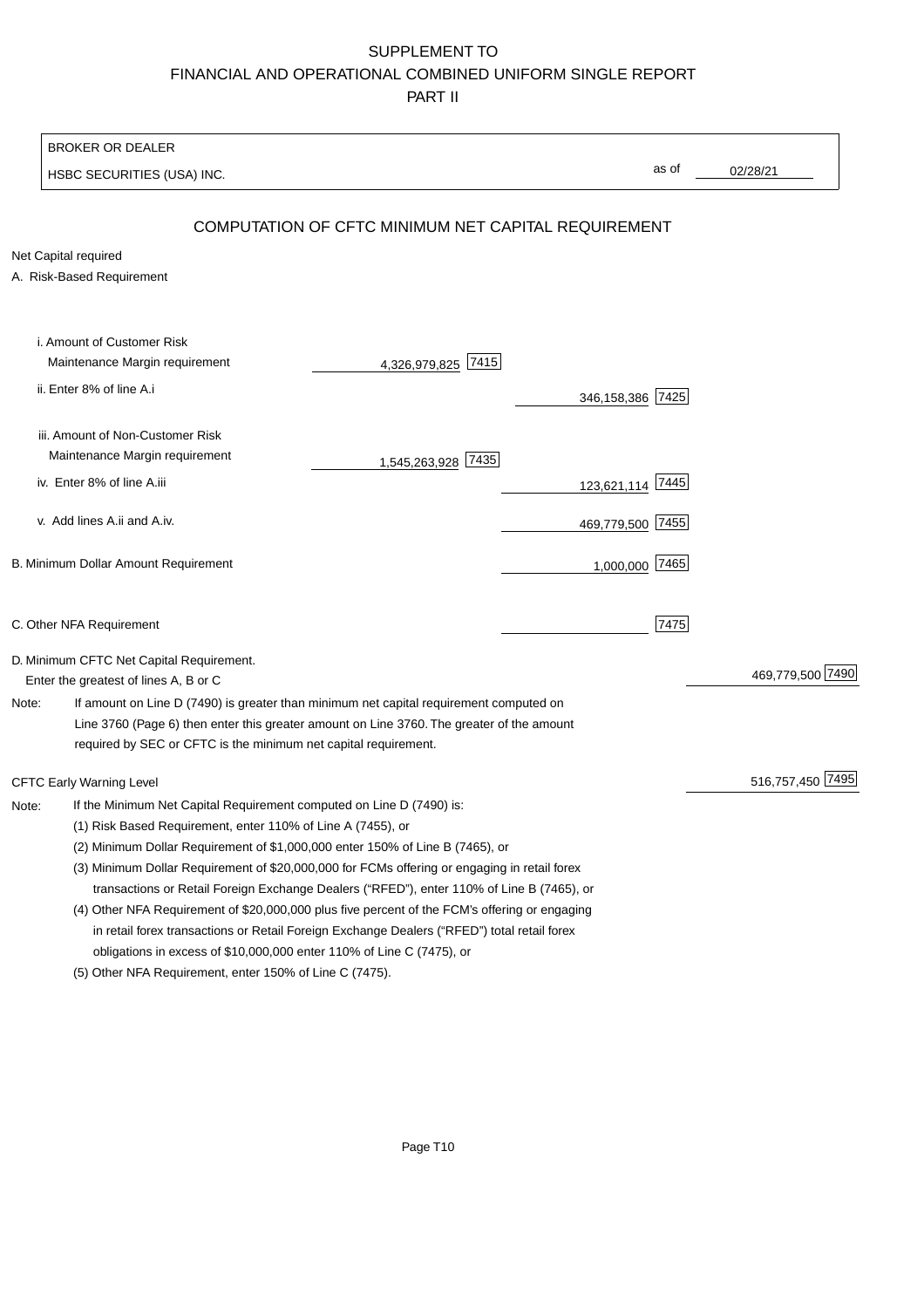# SUPPLEMENT TO
# FINANCIAL AND OPERATIONAL COMBINED UNIFORM SINGLE REPORT
# PART II

BROKER OR DEALER

HSBC SECURITIES (USA) INC. as of 02/28/21

## COMPUTATION OF CFTC MINIMUM NET CAPITAL REQUIREMENT

Net Capital required

A. Risk-Based Requirement

| | | | |
|---|---|---|---|
| i. Amount of Customer Risk Maintenance Margin requirement | 4,326,979,825 [7415] | | |
| ii. Enter 8% of line A.i | | 346,158,386 [7425] | |
| iii. Amount of Non-Customer Risk Maintenance Margin requirement | 1,545,263,928 [7435] | | |
| iv. Enter 8% of line A.iii | | 123,621,114 [7445] | |
| v. Add lines A.ii and A.iv. | | 469,779,500 [7455] | |
| B. Minimum Dollar Amount Requirement | | 1,000,000 [7465] | |
| C. Other NFA Requirement | | [7475] | |
| D. Minimum CFTC Net Capital Requirement. Enter the greatest of lines A, B or C | | | 469,779,500 [7490] |

Note: If amount on Line D (7490) is greater than minimum net capital requirement computed on Line 3760 (Page 6) then enter this greater amount on Line 3760. The greater of the amount required by SEC or CFTC is the minimum net capital requirement.

CFTC Early Warning Level 516,757,450 [7495]

Note: If the Minimum Net Capital Requirement computed on Line D (7490) is:

(1) Risk Based Requirement, enter 110% of Line A (7455), or

(2) Minimum Dollar Requirement of $1,000,000 enter 150% of Line B (7465), or

(3) Minimum Dollar Requirement of $20,000,000 for FCMs offering or engaging in retail forex transactions or Retail Foreign Exchange Dealers ("RFED"), enter 110% of Line B (7465), or

(4) Other NFA Requirement of $20,000,000 plus five percent of the FCM's offering or engaging in retail forex transactions or Retail Foreign Exchange Dealers ("RFED") total retail forex obligations in excess of $10,000,000 enter 110% of Line C (7475), or

(5) Other NFA Requirement, enter 150% of Line C (7475).